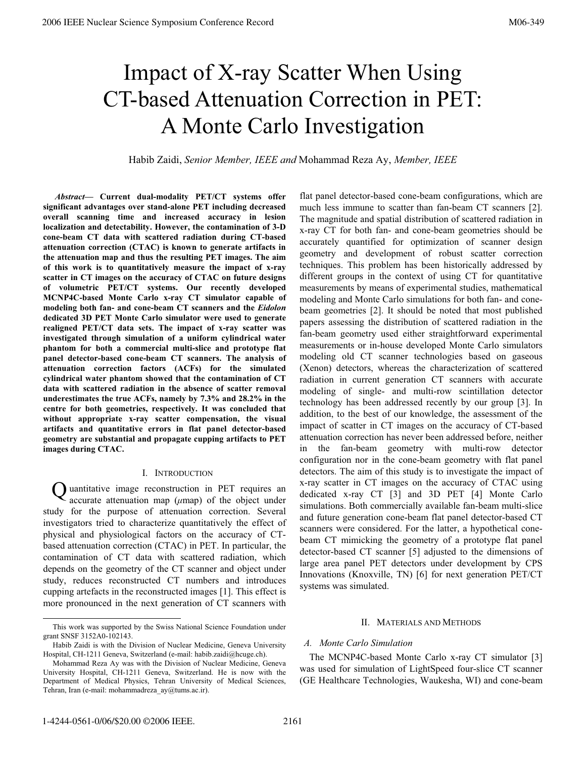# Impact of X-ray Scatter When Using CT-based Attenuation Correction in PET: A Monte Carlo Investigation

Habib Zaidi, *Senior Member, IEEE and* Mohammad Reza Ay, *Member, IEEE*

***Abstract*— Current dual-modality PET/CT systems offer significant advantages over stand-alone PET including decreased overall scanning time and increased accuracy in lesion localization and detectability. However, the contamination of 3-D cone-beam CT data with scattered radiation during CT-based attenuation correction (CTAC) is known to generate artifacts in the attenuation map and thus the resulting PET images. The aim of this work is to quantitatively measure the impact of x-ray scatter in CT images on the accuracy of CTAC on future designs of volumetric PET/CT systems. Our recently developed MCNP4C-based Monte Carlo x-ray CT simulator capable of modeling both fan- and cone-beam CT scanners and the *Eidolon* dedicated 3D PET Monte Carlo simulator were used to generate realigned PET/CT data sets. The impact of x-ray scatter was investigated through simulation of a uniform cylindrical water phantom for both a commercial multi-slice and prototype flat panel detector-based cone-beam CT scanners. The analysis of attenuation correction factors (ACFs) for the simulated cylindrical water phantom showed that the contamination of CT data with scattered radiation in the absence of scatter removal underestimates the true ACFs, namely by 7.3% and 28.2% in the centre for both geometries, respectively. It was concluded that without appropriate x-ray scatter compensation, the visual artifacts and quantitative errors in flat panel detector-based geometry are substantial and propagate cupping artifacts to PET images during CTAC.**

## I. Introduction

Quantitative image reconstruction in PET requires an accurate attenuation map ($\mu$map) of the object under study for the purpose of attenuation correction. Several investigators tried to characterize quantitatively the effect of physical and physiological factors on the accuracy of CT-based attenuation correction (CTAC) in PET. In particular, the contamination of CT data with scattered radiation, which depends on the geometry of the CT scanner and object under study, reduces reconstructed CT numbers and introduces cupping artefacts in the reconstructed images [1]. This effect is more pronounced in the next generation of CT scanners with flat panel detector-based cone-beam configurations, which are much less immune to scatter than fan-beam CT scanners [2]. The magnitude and spatial distribution of scattered radiation in x-ray CT for both fan- and cone-beam geometries should be accurately quantified for optimization of scanner design geometry and development of robust scatter correction techniques. This problem has been historically addressed by different groups in the context of using CT for quantitative measurements by means of experimental studies, mathematical modeling and Monte Carlo simulations for both fan- and cone-beam geometries [2]. It should be noted that most published papers assessing the distribution of scattered radiation in the fan-beam geometry used either straightforward experimental measurements or in-house developed Monte Carlo simulators modeling old CT scanner technologies based on gaseous (Xenon) detectors, whereas the characterization of scattered radiation in current generation CT scanners with accurate modeling of single- and multi-row scintillation detector technology has been addressed recently by our group [3]. In addition, to the best of our knowledge, the assessment of the impact of scatter in CT images on the accuracy of CT-based attenuation correction has never been addressed before, neither in the fan-beam geometry with multi-row detector configuration nor in the cone-beam geometry with flat panel detectors. The aim of this study is to investigate the impact of x-ray scatter in CT images on the accuracy of CTAC using dedicated x-ray CT [3] and 3D PET [4] Monte Carlo simulations. Both commercially available fan-beam multi-slice and future generation cone-beam flat panel detector-based CT scanners were considered. For the latter, a hypothetical cone-beam CT mimicking the geometry of a prototype flat panel detector-based CT scanner [5] adjusted to the dimensions of large area panel PET detectors under development by CPS Innovations (Knoxville, TN) [6] for next generation PET/CT systems was simulated.

This work was supported by the Swiss National Science Foundation under grant SNSF 3152A0-102143.

Habib Zaidi is with the Division of Nuclear Medicine, Geneva University Hospital, CH-1211 Geneva, Switzerland (e-mail: habib.zaidi@hcuge.ch).

Mohammad Reza Ay was with the Division of Nuclear Medicine, Geneva University Hospital, CH-1211 Geneva, Switzerland. He is now with the Department of Medical Physics, Tehran University of Medical Sciences, Tehran, Iran (e-mail: mohammadreza_ay@tums.ac.ir).

## II. Materials and Methods

### *A. Monte Carlo Simulation*

The MCNP4C-based Monte Carlo x-ray CT simulator [3] was used for simulation of LightSpeed four-slice CT scanner (GE Healthcare Technologies, Waukesha, WI) and cone-beam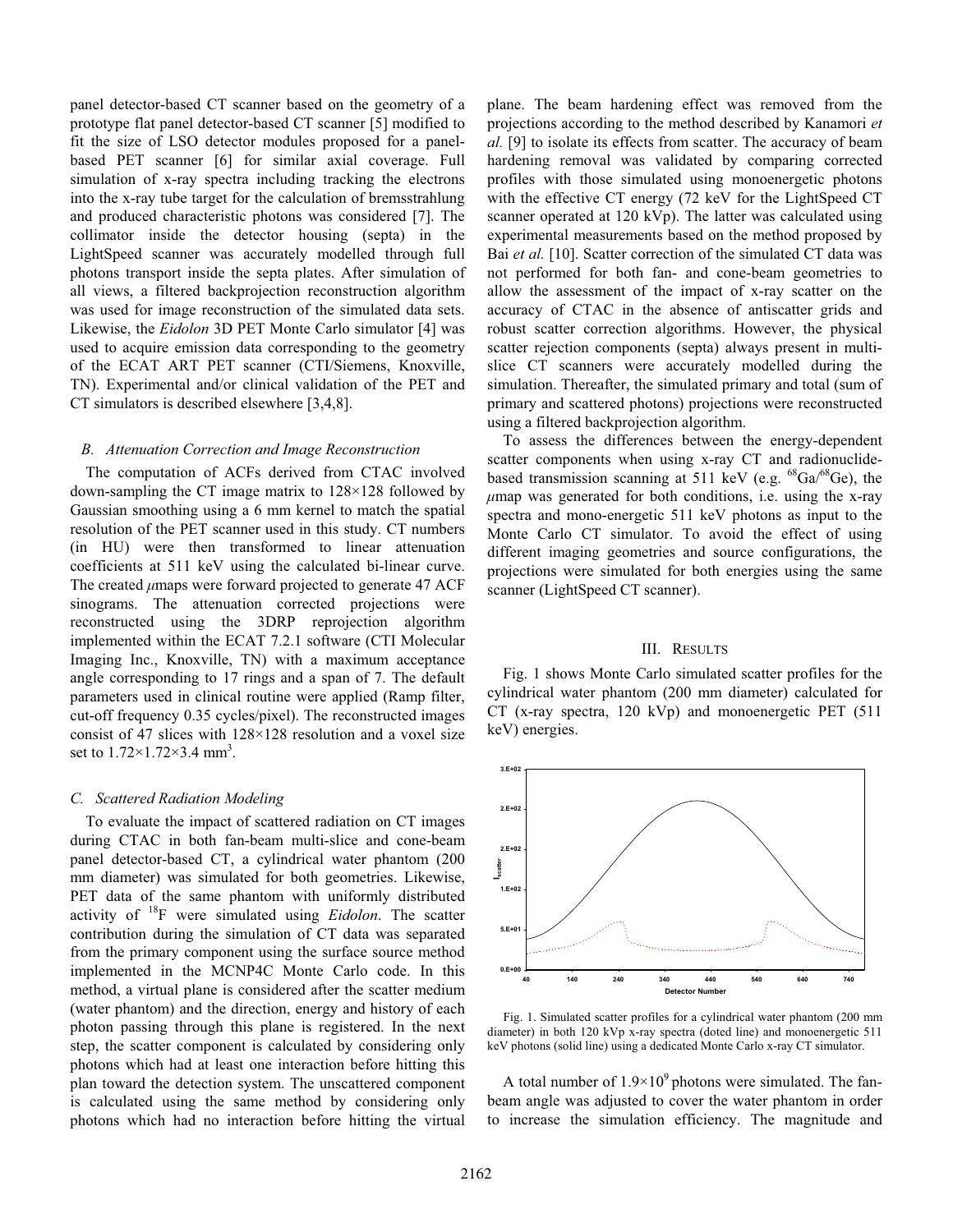panel detector-based CT scanner based on the geometry of a prototype flat panel detector-based CT scanner [5] modified to fit the size of LSO detector modules proposed for a panel-based PET scanner [6] for similar axial coverage. Full simulation of x-ray spectra including tracking the electrons into the x-ray tube target for the calculation of bremsstrahlung and produced characteristic photons was considered [7]. The collimator inside the detector housing (septa) in the LightSpeed scanner was accurately modelled through full photons transport inside the septa plates. After simulation of all views, a filtered backprojection reconstruction algorithm was used for image reconstruction of the simulated data sets. Likewise, the *Eidolon* 3D PET Monte Carlo simulator [4] was used to acquire emission data corresponding to the geometry of the ECAT ART PET scanner (CTI/Siemens, Knoxville, TN). Experimental and/or clinical validation of the PET and CT simulators is described elsewhere [3,4,8].

### *B. Attenuation Correction and Image Reconstruction*

The computation of ACFs derived from CTAC involved down-sampling the CT image matrix to 128×128 followed by Gaussian smoothing using a 6 mm kernel to match the spatial resolution of the PET scanner used in this study. CT numbers (in HU) were then transformed to linear attenuation coefficients at 511 keV using the calculated bi-linear curve. The created $\mu$maps were forward projected to generate 47 ACF sinograms. The attenuation corrected projections were reconstructed using the 3DRP reprojection algorithm implemented within the ECAT 7.2.1 software (CTI Molecular Imaging Inc., Knoxville, TN) with a maximum acceptance angle corresponding to 17 rings and a span of 7. The default parameters used in clinical routine were applied (Ramp filter, cut-off frequency 0.35 cycles/pixel). The reconstructed images consist of 47 slices with 128×128 resolution and a voxel size set to $1.72\times1.72\times3.4$ mm$^3$.

### *C. Scattered Radiation Modeling*

To evaluate the impact of scattered radiation on CT images during CTAC in both fan-beam multi-slice and cone-beam panel detector-based CT, a cylindrical water phantom (200 mm diameter) was simulated for both geometries. Likewise, PET data of the same phantom with uniformly distributed activity of $^{18}$F were simulated using *Eidolon*. The scatter contribution during the simulation of CT data was separated from the primary component using the surface source method implemented in the MCNP4C Monte Carlo code. In this method, a virtual plane is considered after the scatter medium (water phantom) and the direction, energy and history of each photon passing through this plane is registered. In the next step, the scatter component is calculated by considering only photons which had at least one interaction before hitting this plan toward the detection system. The unscattered component is calculated using the same method by considering only photons which had no interaction before hitting the virtual plane. The beam hardening effect was removed from the projections according to the method described by Kanamori *et al.* [9] to isolate its effects from scatter. The accuracy of beam hardening removal was validated by comparing corrected profiles with those simulated using monoenergetic photons with the effective CT energy (72 keV for the LightSpeed CT scanner operated at 120 kVp). The latter was calculated using experimental measurements based on the method proposed by Bai *et al.* [10]. Scatter correction of the simulated CT data was not performed for both fan- and cone-beam geometries to allow the assessment of the impact of x-ray scatter on the accuracy of CTAC in the absence of antiscatter grids and robust scatter correction algorithms. However, the physical scatter rejection components (septa) always present in multi-slice CT scanners were accurately modelled during the simulation. Thereafter, the simulated primary and total (sum of primary and scattered photons) projections were reconstructed using a filtered backprojection algorithm.

To assess the differences between the energy-dependent scatter components when using x-ray CT and radionuclide-based transmission scanning at 511 keV (e.g. $^{68}$Ga/$^{68}$Ge), the $\mu$map was generated for both conditions, i.e. using the x-ray spectra and mono-energetic 511 keV photons as input to the Monte Carlo CT simulator. To avoid the effect of using different imaging geometries and source configurations, the projections were simulated for both energies using the same scanner (LightSpeed CT scanner).

## III. Results

Fig. 1 shows Monte Carlo simulated scatter profiles for the cylindrical water phantom (200 mm diameter) calculated for CT (x-ray spectra, 120 kVp) and monoenergetic PET (511 keV) energies.

Fig. 1. Simulated scatter profiles for a cylindrical water phantom (200 mm diameter) in both 120 kVp x-ray spectra (doted line) and monoenergetic 511 keV photons (solid line) using a dedicated Monte Carlo x-ray CT simulator.

A total number of $1.9\times10^9$ photons were simulated. The fan-beam angle was adjusted to cover the water phantom in order to increase the simulation efficiency. The magnitude and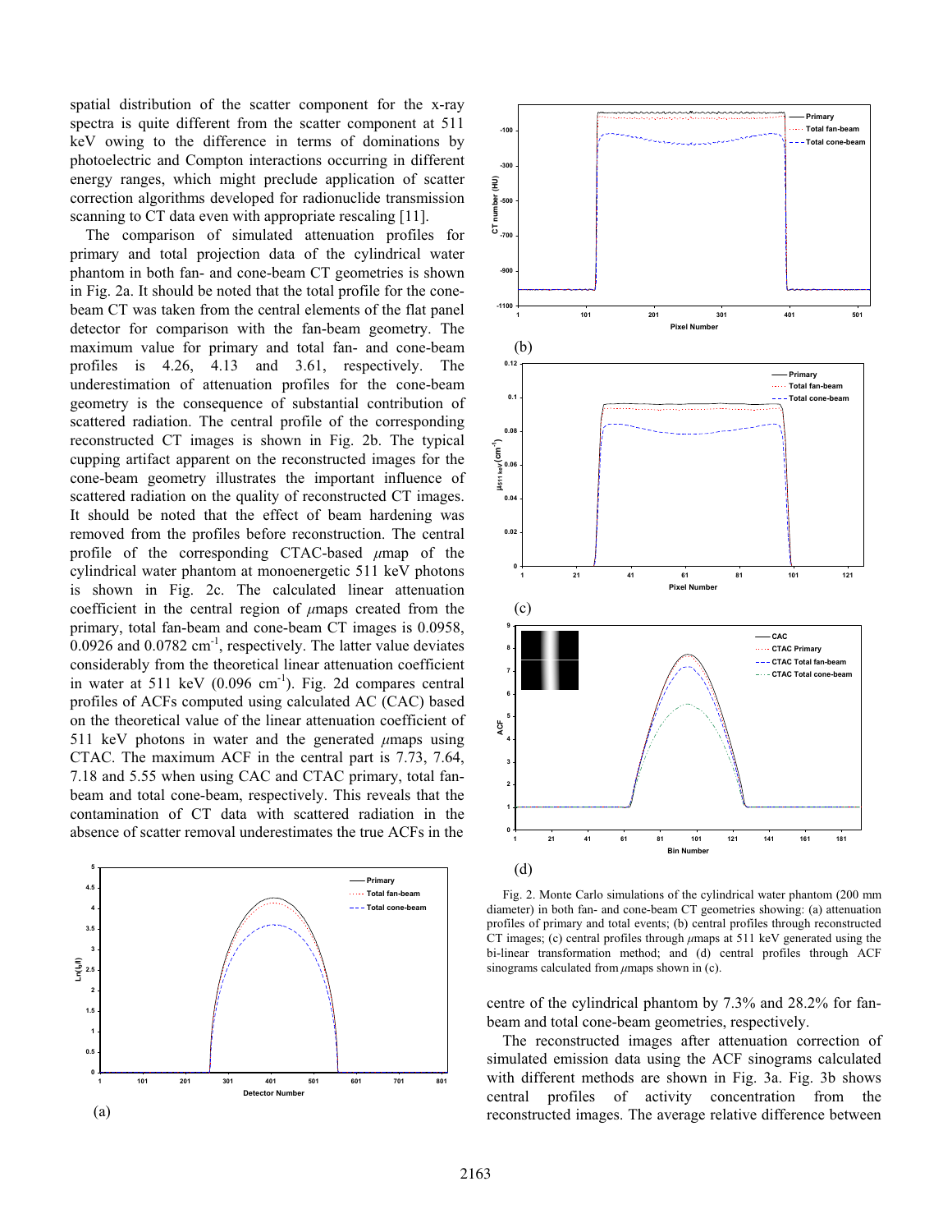spatial distribution of the scatter component for the x-ray spectra is quite different from the scatter component at 511 keV owing to the difference in terms of dominations by photoelectric and Compton interactions occurring in different energy ranges, which might preclude application of scatter correction algorithms developed for radionuclide transmission scanning to CT data even with appropriate rescaling [11].

The comparison of simulated attenuation profiles for primary and total projection data of the cylindrical water phantom in both fan- and cone-beam CT geometries is shown in Fig. 2a. It should be noted that the total profile for the cone-beam CT was taken from the central elements of the flat panel detector for comparison with the fan-beam geometry. The maximum value for primary and total fan- and cone-beam profiles is 4.26, 4.13 and 3.61, respectively. The underestimation of attenuation profiles for the cone-beam geometry is the consequence of substantial contribution of scattered radiation. The central profile of the corresponding reconstructed CT images is shown in Fig. 2b. The typical cupping artifact apparent on the reconstructed images for the cone-beam geometry illustrates the important influence of scattered radiation on the quality of reconstructed CT images. It should be noted that the effect of beam hardening was removed from the profiles before reconstruction. The central profile of the corresponding CTAC-based $\mu$map of the cylindrical water phantom at monoenergetic 511 keV photons is shown in Fig. 2c. The calculated linear attenuation coefficient in the central region of $\mu$maps created from the primary, total fan-beam and cone-beam CT images is 0.0958, 0.0926 and 0.0782 $cm^{-1}$, respectively. The latter value deviates considerably from the theoretical linear attenuation coefficient in water at 511 keV (0.096 $cm^{-1}$). Fig. 2d compares central profiles of ACFs computed using calculated AC (CAC) based on the theoretical value of the linear attenuation coefficient of 511 keV photons in water and the generated $\mu$maps using CTAC. The maximum ACF in the central part is 7.73, 7.64, 7.18 and 5.55 when using CAC and CTAC primary, total fan-beam and total cone-beam, respectively. This reveals that the contamination of CT data with scattered radiation in the absence of scatter removal underestimates the true ACFs in the centre of the cylindrical phantom by 7.3% and 28.2% for fan-beam and total cone-beam geometries, respectively.

Fig. 2. Monte Carlo simulations of the cylindrical water phantom (200 mm diameter) in both fan- and cone-beam CT geometries showing: (a) attenuation profiles of primary and total events; (b) central profiles through reconstructed CT images; (c) central profiles through $\mu$maps at 511 keV generated using the bi-linear transformation method; and (d) central profiles through ACF sinograms calculated from $\mu$maps shown in (c).

The reconstructed images after attenuation correction of simulated emission data using the ACF sinograms calculated with different methods are shown in Fig. 3a. Fig. 3b shows central profiles of activity concentration from the reconstructed images. The average relative difference between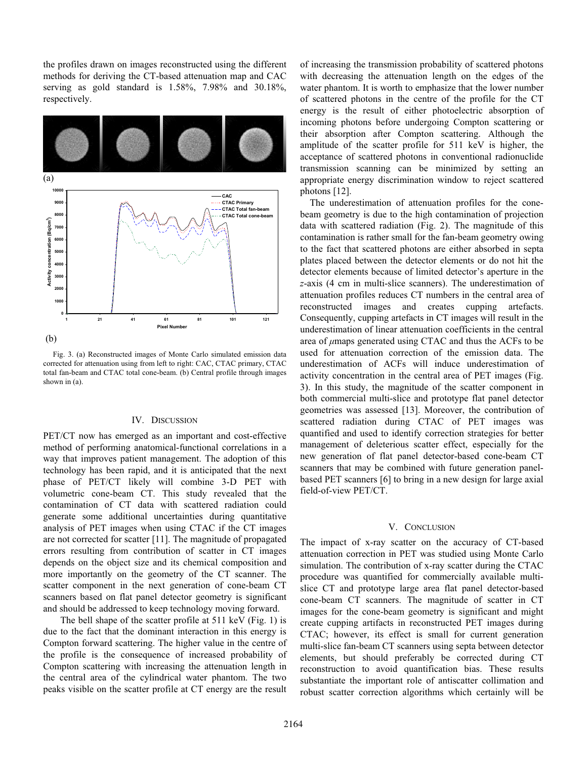the profiles drawn on images reconstructed using the different methods for deriving the CT-based attenuation map and CAC serving as gold standard is 1.58%, 7.98% and 30.18%, respectively.

Fig. 3. (a) Reconstructed images of Monte Carlo simulated emission data corrected for attenuation using from left to right: CAC, CTAC primary, CTAC total fan-beam and CTAC total cone-beam. (b) Central profile through images shown in (a).

## IV. Discussion

PET/CT now has emerged as an important and cost-effective method of performing anatomical-functional correlations in a way that improves patient management. The adoption of this technology has been rapid, and it is anticipated that the next phase of PET/CT likely will combine 3-D PET with volumetric cone-beam CT. This study revealed that the contamination of CT data with scattered radiation could generate some additional uncertainties during quantitative analysis of PET images when using CTAC if the CT images are not corrected for scatter [11]. The magnitude of propagated errors resulting from contribution of scatter in CT images depends on the object size and its chemical composition and more importantly on the geometry of the CT scanner. The scatter component in the next generation of cone-beam CT scanners based on flat panel detector geometry is significant and should be addressed to keep technology moving forward.

The bell shape of the scatter profile at 511 keV (Fig. 1) is due to the fact that the dominant interaction in this energy is Compton forward scattering. The higher value in the centre of the profile is the consequence of increased probability of Compton scattering with increasing the attenuation length in the central area of the cylindrical water phantom. The two peaks visible on the scatter profile at CT energy are the result of increasing the transmission probability of scattered photons with decreasing the attenuation length on the edges of the water phantom. It is worth to emphasize that the lower number of scattered photons in the centre of the profile for the CT energy is the result of either photoelectric absorption of incoming photons before undergoing Compton scattering or their absorption after Compton scattering. Although the amplitude of the scatter profile for 511 keV is higher, the acceptance of scattered photons in conventional radionuclide transmission scanning can be minimized by setting an appropriate energy discrimination window to reject scattered photons [12].

The underestimation of attenuation profiles for the cone-beam geometry is due to the high contamination of projection data with scattered radiation (Fig. 2). The magnitude of this contamination is rather small for the fan-beam geometry owing to the fact that scattered photons are either absorbed in septa plates placed between the detector elements or do not hit the detector elements because of limited detector's aperture in the *z*-axis (4 cm in multi-slice scanners). The underestimation of attenuation profiles reduces CT numbers in the central area of reconstructed images and creates cupping artefacts. Consequently, cupping artefacts in CT images will result in the underestimation of linear attenuation coefficients in the central area of $\mu$maps generated using CTAC and thus the ACFs to be used for attenuation correction of the emission data. The underestimation of ACFs will induce underestimation of activity concentration in the central area of PET images (Fig. 3). In this study, the magnitude of the scatter component in both commercial multi-slice and prototype flat panel detector geometries was assessed [13]. Moreover, the contribution of scattered radiation during CTAC of PET images was quantified and used to identify correction strategies for better management of deleterious scatter effect, especially for the new generation of flat panel detector-based cone-beam CT scanners that may be combined with future generation panel-based PET scanners [6] to bring in a new design for large axial field-of-view PET/CT.

## V. Conclusion

The impact of x-ray scatter on the accuracy of CT-based attenuation correction in PET was studied using Monte Carlo simulation. The contribution of x-ray scatter during the CTAC procedure was quantified for commercially available multi-slice CT and prototype large area flat panel detector-based cone-beam CT scanners. The magnitude of scatter in CT images for the cone-beam geometry is significant and might create cupping artifacts in reconstructed PET images during CTAC; however, its effect is small for current generation multi-slice fan-beam CT scanners using septa between detector elements, but should preferably be corrected during CT reconstruction to avoid quantification bias. These results substantiate the important role of antiscatter collimation and robust scatter correction algorithms which certainly will be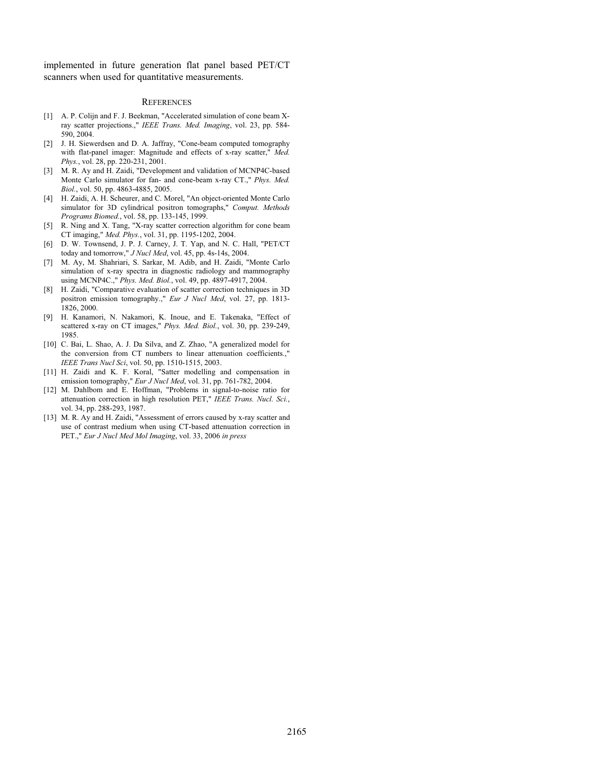implemented in future generation flat panel based PET/CT scanners when used for quantitative measurements.

## References

[1] A. P. Colijn and F. J. Beekman, "Accelerated simulation of cone beam X-ray scatter projections.," *IEEE Trans. Med. Imaging*, vol. 23, pp. 584-590, 2004.

[2] J. H. Siewerdsen and D. A. Jaffray, "Cone-beam computed tomography with flat-panel imager: Magnitude and effects of x-ray scatter," *Med. Phys.*, vol. 28, pp. 220-231, 2001.

[3] M. R. Ay and H. Zaidi, "Development and validation of MCNP4C-based Monte Carlo simulator for fan- and cone-beam x-ray CT.," *Phys. Med. Biol.*, vol. 50, pp. 4863-4885, 2005.

[4] H. Zaidi, A. H. Scheurer, and C. Morel, "An object-oriented Monte Carlo simulator for 3D cylindrical positron tomographs," *Comput. Methods Programs Biomed.*, vol. 58, pp. 133-145, 1999.

[5] R. Ning and X. Tang, "X-ray scatter correction algorithm for cone beam CT imaging," *Med. Phys.*, vol. 31, pp. 1195-1202, 2004.

[6] D. W. Townsend, J. P. J. Carney, J. T. Yap, and N. C. Hall, "PET/CT today and tomorrow," *J Nucl Med*, vol. 45, pp. 4s-14s, 2004.

[7] M. Ay, M. Shahriari, S. Sarkar, M. Adib, and H. Zaidi, "Monte Carlo simulation of x-ray spectra in diagnostic radiology and mammography using MCNP4C.," *Phys. Med. Biol.*, vol. 49, pp. 4897-4917, 2004.

[8] H. Zaidi, "Comparative evaluation of scatter correction techniques in 3D positron emission tomography.," *Eur J Nucl Med*, vol. 27, pp. 1813-1826, 2000.

[9] H. Kanamori, N. Nakamori, K. Inoue, and E. Takenaka, "Effect of scattered x-ray on CT images," *Phys. Med. Biol.*, vol. 30, pp. 239-249, 1985.

[10] C. Bai, L. Shao, A. J. Da Silva, and Z. Zhao, "A generalized model for the conversion from CT numbers to linear attenuation coefficients.," *IEEE Trans Nucl Sci*, vol. 50, pp. 1510-1515, 2003.

[11] H. Zaidi and K. F. Koral, "Satter modelling and compensation in emission tomography," *Eur J Nucl Med*, vol. 31, pp. 761-782, 2004.

[12] M. Dahlbom and E. Hoffman, "Problems in signal-to-noise ratio for attenuation correction in high resolution PET," *IEEE Trans. Nucl. Sci.*, vol. 34, pp. 288-293, 1987.

[13] M. R. Ay and H. Zaidi, "Assessment of errors caused by x-ray scatter and use of contrast medium when using CT-based attenuation correction in PET.," *Eur J Nucl Med Mol Imaging*, vol. 33, 2006 *in press*